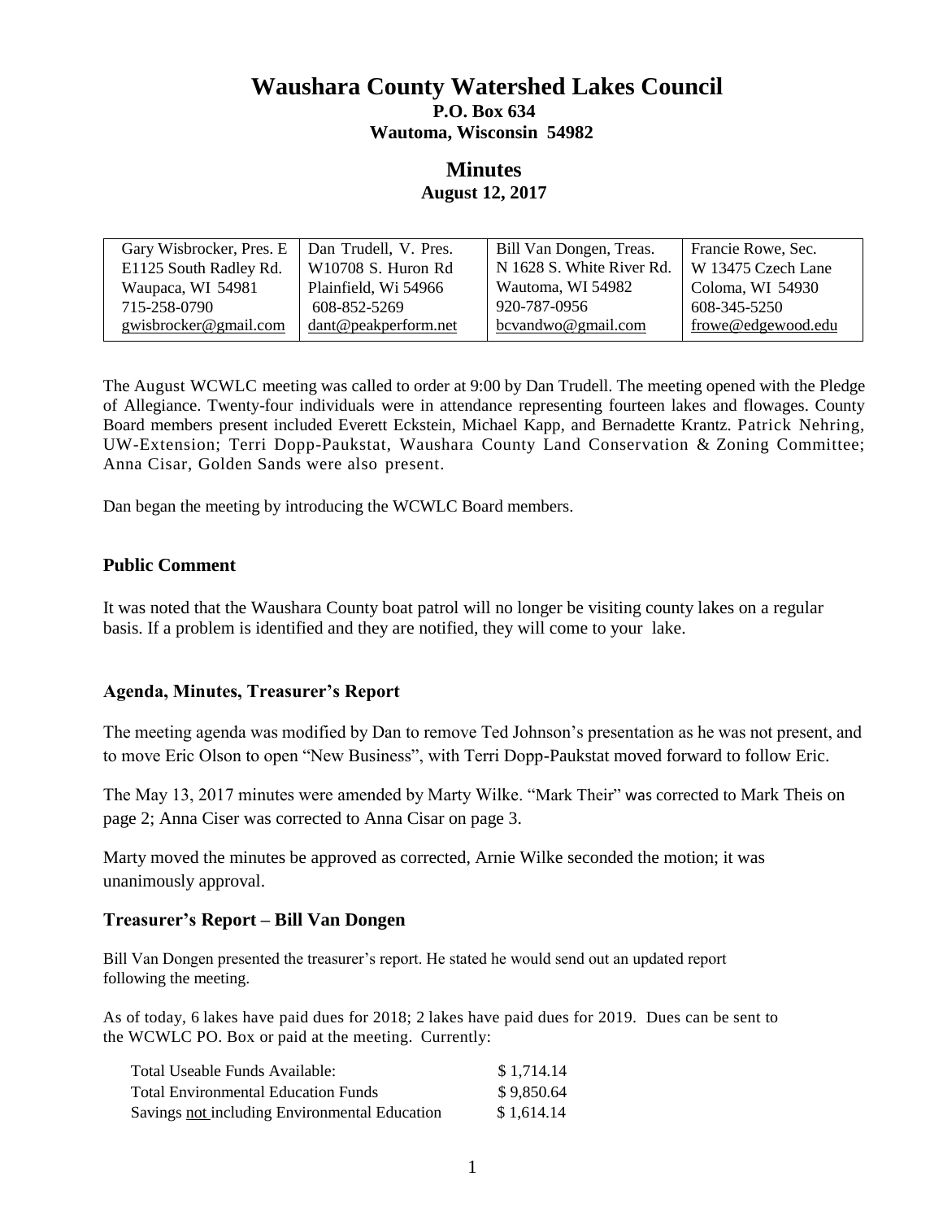# Waushara County Watershed Lakes Council

**P.O. Box 634**
**Wautoma, Wisconsin 54982**

## Minutes

**August 12, 2017**

| Gary Wisbrocker, Pres. E | Dan Trudell, V. Pres. | Bill Van Dongen, Treas. | Francie Rowe, Sec. |
|---|---|---|---|
| E1125 South Radley Rd. | W10708 S. Huron Rd | N 1628 S. White River Rd. | W 13475 Czech Lane |
| Waupaca, WI 54981 | Plainfield, Wi 54966 | Wautoma, WI 54982 | Coloma, WI 54930 |
| 715-258-0790 | 608-852-5269 | 920-787-0956 | 608-345-5250 |
| gwisbrocker@gmail.com | dant@peakperform.net | bcvandwo@gmail.com | frowe@edgewood.edu |

The August WCWLC meeting was called to order at 9:00 by Dan Trudell. The meeting opened with the Pledge of Allegiance. Twenty-four individuals were in attendance representing fourteen lakes and flowages. County Board members present included Everett Eckstein, Michael Kapp, and Bernadette Krantz. Patrick Nehring, UW-Extension; Terri Dopp-Paukstat, Waushara County Land Conservation & Zoning Committee; Anna Cisar, Golden Sands were also present.

Dan began the meeting by introducing the WCWLC Board members.

### Public Comment

It was noted that the Waushara County boat patrol will no longer be visiting county lakes on a regular basis. If a problem is identified and they are notified, they will come to your lake.

### Agenda, Minutes, Treasurer's Report

The meeting agenda was modified by Dan to remove Ted Johnson's presentation as he was not present, and to move Eric Olson to open "New Business", with Terri Dopp-Paukstat moved forward to follow Eric.

The May 13, 2017 minutes were amended by Marty Wilke. "Mark Their" was corrected to Mark Theis on page 2; Anna Ciser was corrected to Anna Cisar on page 3.

Marty moved the minutes be approved as corrected, Arnie Wilke seconded the motion; it was unanimously approval.

### Treasurer's Report – Bill Van Dongen

Bill Van Dongen presented the treasurer's report. He stated he would send out an updated report following the meeting.

As of today, 6 lakes have paid dues for 2018; 2 lakes have paid dues for 2019. Dues can be sent to the WCWLC PO. Box or paid at the meeting. Currently:

| | |
|---|---|
| Total Useable Funds Available: | $ 1,714.14 |
| Total Environmental Education Funds | $ 9,850.64 |
| Savings not including Environmental Education | $ 1,614.14 |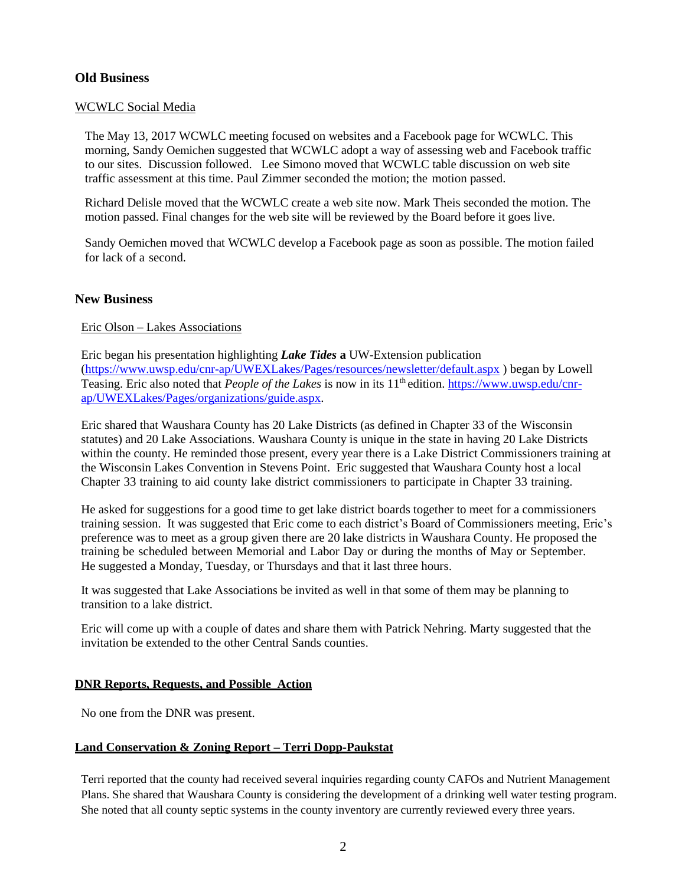## Old Business

WCWLC Social Media

The May 13, 2017 WCWLC meeting focused on websites and a Facebook page for WCWLC. This morning, Sandy Oemichen suggested that WCWLC adopt a way of assessing web and Facebook traffic to our sites. Discussion followed. Lee Simono moved that WCWLC table discussion on web site traffic assessment at this time. Paul Zimmer seconded the motion; the motion passed.

Richard Delisle moved that the WCWLC create a web site now. Mark Theis seconded the motion. The motion passed. Final changes for the web site will be reviewed by the Board before it goes live.

Sandy Oemichen moved that WCWLC develop a Facebook page as soon as possible. The motion failed for lack of a second.

## New Business

Eric Olson – Lakes Associations

Eric began his presentation highlighting ***Lake Tides*** **a** UW-Extension publication (https://www.uwsp.edu/cnr-ap/UWEXLakes/Pages/resources/newsletter/default.aspx ) began by Lowell Teasing. Eric also noted that *People of the Lakes* is now in its 11th edition. https://www.uwsp.edu/cnr-ap/UWEXLakes/Pages/organizations/guide.aspx.

Eric shared that Waushara County has 20 Lake Districts (as defined in Chapter 33 of the Wisconsin statutes) and 20 Lake Associations. Waushara County is unique in the state in having 20 Lake Districts within the county. He reminded those present, every year there is a Lake District Commissioners training at the Wisconsin Lakes Convention in Stevens Point. Eric suggested that Waushara County host a local Chapter 33 training to aid county lake district commissioners to participate in Chapter 33 training.

He asked for suggestions for a good time to get lake district boards together to meet for a commissioners training session. It was suggested that Eric come to each district's Board of Commissioners meeting. Eric's preference was to meet as a group given there are 20 lake districts in Waushara County. He proposed the training be scheduled between Memorial and Labor Day or during the months of May or September. He suggested a Monday, Tuesday, or Thursdays and that it last three hours.

It was suggested that Lake Associations be invited as well in that some of them may be planning to transition to a lake district.

Eric will come up with a couple of dates and share them with Patrick Nehring. Marty suggested that the invitation be extended to the other Central Sands counties.

**DNR Reports, Requests, and Possible Action**

No one from the DNR was present.

**Land Conservation & Zoning Report – Terri Dopp-Paukstat**

Terri reported that the county had received several inquiries regarding county CAFOs and Nutrient Management Plans. She shared that Waushara County is considering the development of a drinking well water testing program. She noted that all county septic systems in the county inventory are currently reviewed every three years.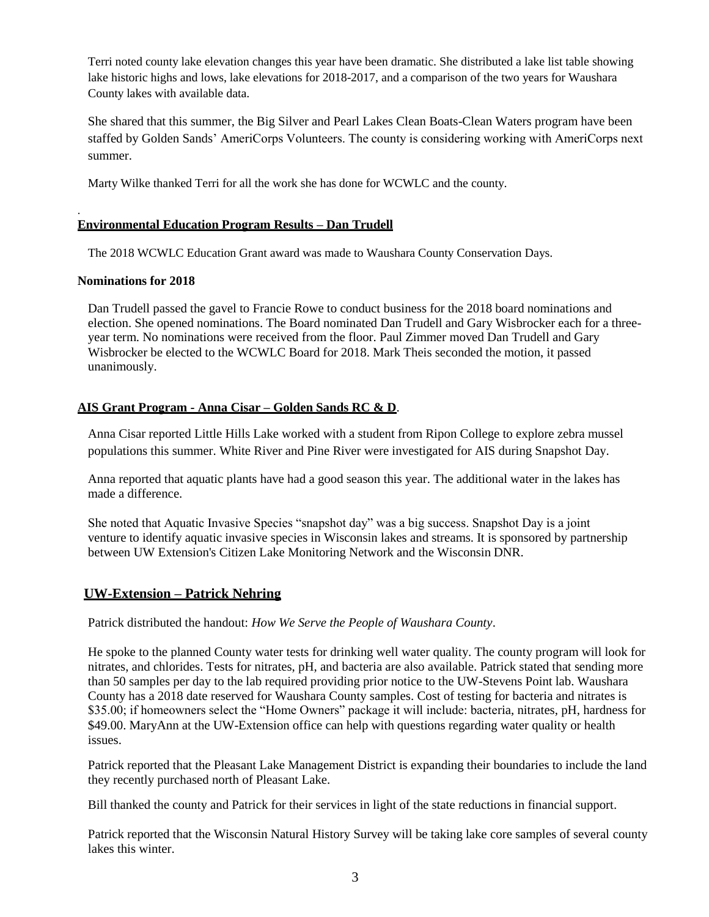Terri noted county lake elevation changes this year have been dramatic. She distributed a lake list table showing lake historic highs and lows, lake elevations for 2018-2017, and a comparison of the two years for Waushara County lakes with available data.

She shared that this summer, the Big Silver and Pearl Lakes Clean Boats-Clean Waters program have been staffed by Golden Sands' AmeriCorps Volunteers. The county is considering working with AmeriCorps next summer.

Marty Wilke thanked Terri for all the work she has done for WCWLC and the county.

## Environmental Education Program Results – Dan Trudell

The 2018 WCWLC Education Grant award was made to Waushara County Conservation Days.

**Nominations for 2018**

Dan Trudell passed the gavel to Francie Rowe to conduct business for the 2018 board nominations and election. She opened nominations. The Board nominated Dan Trudell and Gary Wisbrocker each for a three-year term. No nominations were received from the floor. Paul Zimmer moved Dan Trudell and Gary Wisbrocker be elected to the WCWLC Board for 2018. Mark Theis seconded the motion, it passed unanimously.

## AIS Grant Program - Anna Cisar – Golden Sands RC & D.

Anna Cisar reported Little Hills Lake worked with a student from Ripon College to explore zebra mussel populations this summer. White River and Pine River were investigated for AIS during Snapshot Day.

Anna reported that aquatic plants have had a good season this year. The additional water in the lakes has made a difference.

She noted that Aquatic Invasive Species "snapshot day" was a big success. Snapshot Day is a joint venture to identify aquatic invasive species in Wisconsin lakes and streams. It is sponsored by partnership between UW Extension's Citizen Lake Monitoring Network and the Wisconsin DNR.

## UW-Extension – Patrick Nehring

Patrick distributed the handout: *How We Serve the People of Waushara County*.

He spoke to the planned County water tests for drinking well water quality. The county program will look for nitrates, and chlorides. Tests for nitrates, pH, and bacteria are also available. Patrick stated that sending more than 50 samples per day to the lab required providing prior notice to the UW-Stevens Point lab. Waushara County has a 2018 date reserved for Waushara County samples. Cost of testing for bacteria and nitrates is $35.00; if homeowners select the "Home Owners" package it will include: bacteria, nitrates, pH, hardness for $49.00. MaryAnn at the UW-Extension office can help with questions regarding water quality or health issues.

Patrick reported that the Pleasant Lake Management District is expanding their boundaries to include the land they recently purchased north of Pleasant Lake.

Bill thanked the county and Patrick for their services in light of the state reductions in financial support.

Patrick reported that the Wisconsin Natural History Survey will be taking lake core samples of several county lakes this winter.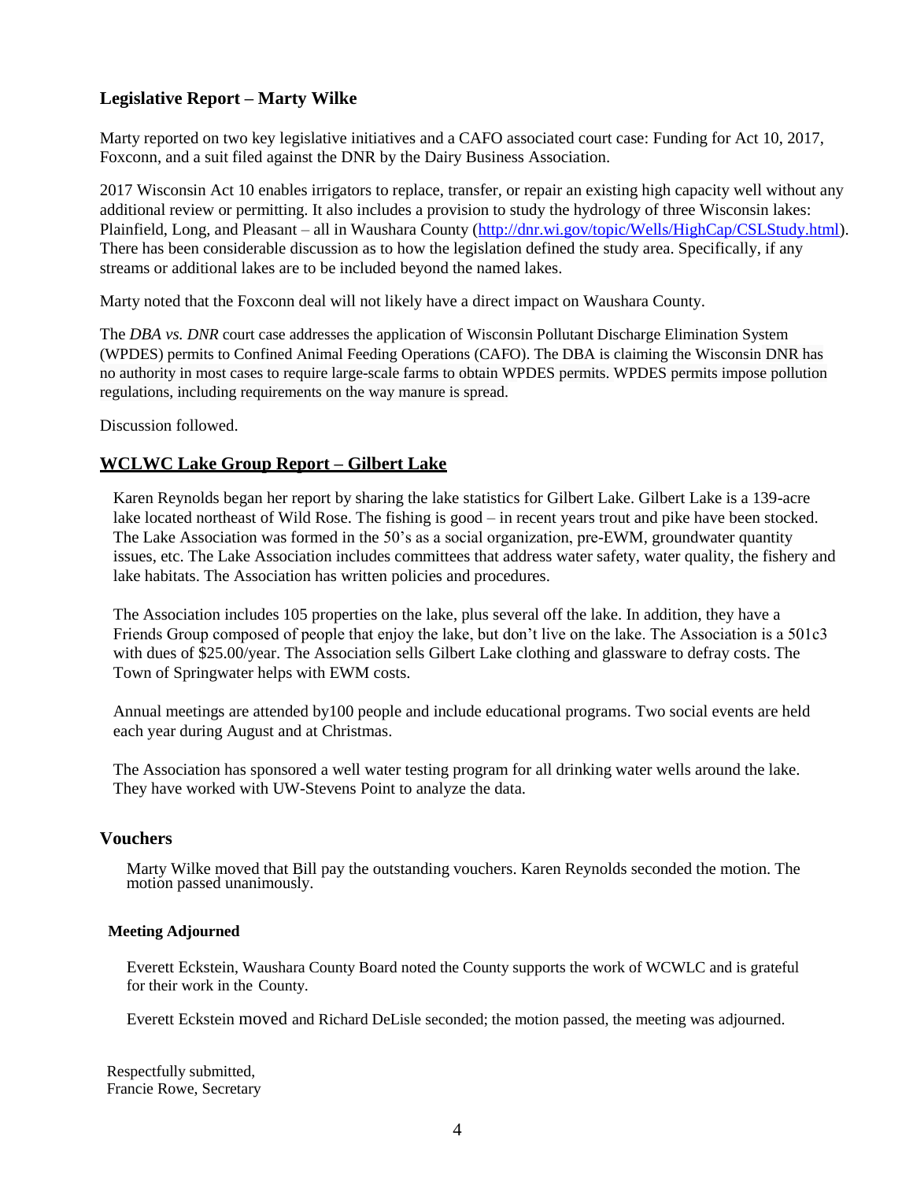## Legislative Report – Marty Wilke

Marty reported on two key legislative initiatives and a CAFO associated court case: Funding for Act 10, 2017, Foxconn, and a suit filed against the DNR by the Dairy Business Association.

2017 Wisconsin Act 10 enables irrigators to replace, transfer, or repair an existing high capacity well without any additional review or permitting. It also includes a provision to study the hydrology of three Wisconsin lakes: Plainfield, Long, and Pleasant – all in Waushara County (http://dnr.wi.gov/topic/Wells/HighCap/CSLStudy.html). There has been considerable discussion as to how the legislation defined the study area. Specifically, if any streams or additional lakes are to be included beyond the named lakes.

Marty noted that the Foxconn deal will not likely have a direct impact on Waushara County.

The *DBA vs. DNR* court case addresses the application of Wisconsin Pollutant Discharge Elimination System (WPDES) permits to Confined Animal Feeding Operations (CAFO). The DBA is claiming the Wisconsin DNR has no authority in most cases to require large-scale farms to obtain WPDES permits. WPDES permits impose pollution regulations, including requirements on the way manure is spread.

Discussion followed.

## WCLWC Lake Group Report – Gilbert Lake

Karen Reynolds began her report by sharing the lake statistics for Gilbert Lake. Gilbert Lake is a 139-acre lake located northeast of Wild Rose. The fishing is good – in recent years trout and pike have been stocked. The Lake Association was formed in the 50's as a social organization, pre-EWM, groundwater quantity issues, etc. The Lake Association includes committees that address water safety, water quality, the fishery and lake habitats. The Association has written policies and procedures.

The Association includes 105 properties on the lake, plus several off the lake. In addition, they have a Friends Group composed of people that enjoy the lake, but don't live on the lake. The Association is a 501c3 with dues of $25.00/year. The Association sells Gilbert Lake clothing and glassware to defray costs. The Town of Springwater helps with EWM costs.

Annual meetings are attended by100 people and include educational programs. Two social events are held each year during August and at Christmas.

The Association has sponsored a well water testing program for all drinking water wells around the lake. They have worked with UW-Stevens Point to analyze the data.

## Vouchers

Marty Wilke moved that Bill pay the outstanding vouchers. Karen Reynolds seconded the motion. The motion passed unanimously.

### Meeting Adjourned

Everett Eckstein, Waushara County Board noted the County supports the work of WCWLC and is grateful for their work in the County.

Everett Eckstein moved and Richard DeLisle seconded; the motion passed, the meeting was adjourned.

Respectfully submitted,
Francie Rowe, Secretary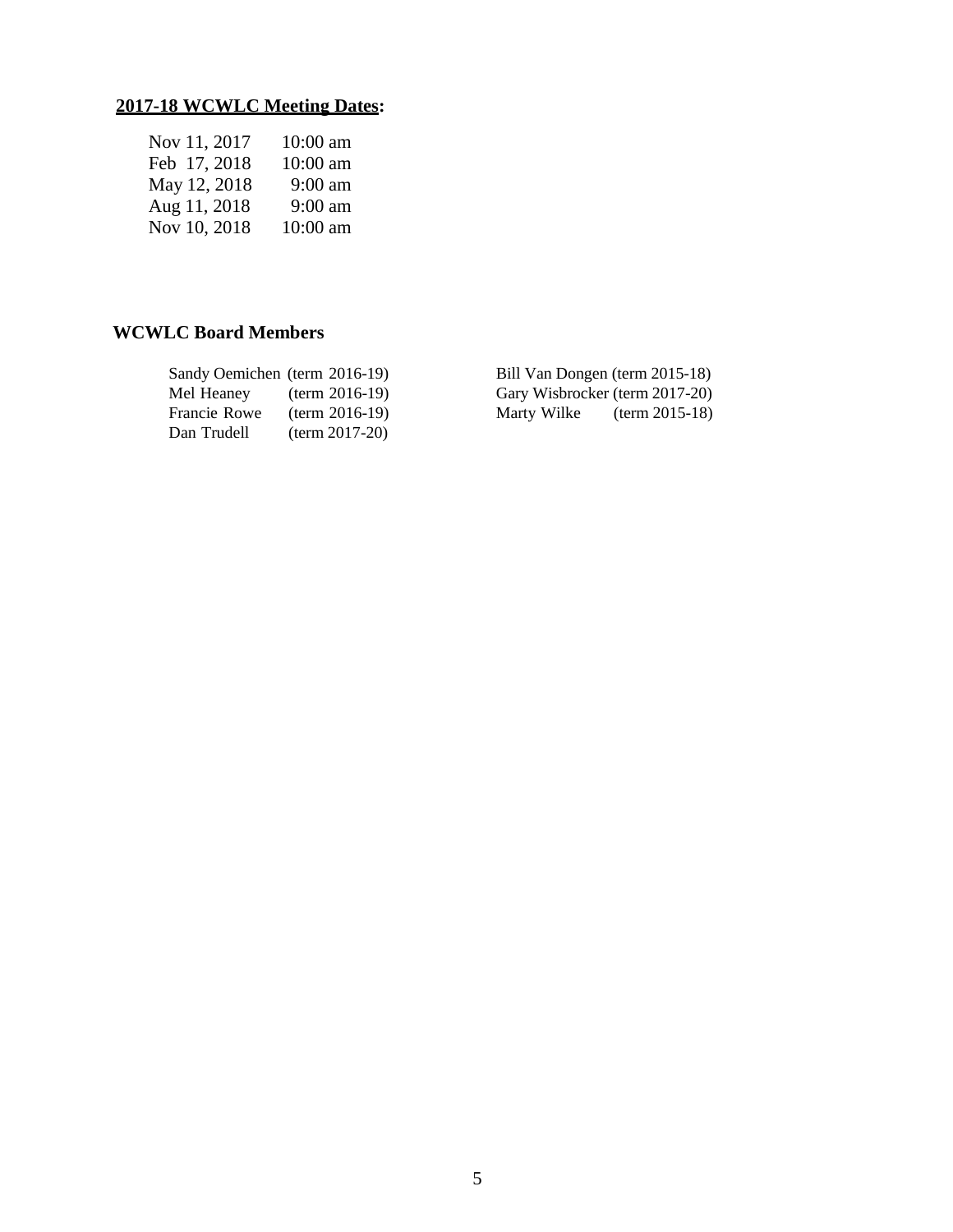## 2017-18 WCWLC Meeting Dates:

| | |
|---|---|
| Nov 11, 2017 | 10:00 am |
| Feb 17, 2018 | 10:00 am |
| May 12, 2018 | 9:00 am |
| Aug 11, 2018 | 9:00 am |
| Nov 10, 2018 | 10:00 am |

## WCWLC Board Members

| | | | |
|---|---|---|---|
| Sandy Oemichen | (term 2016-19) | Bill Van Dongen | (term 2015-18) |
| Mel Heaney | (term 2016-19) | Gary Wisbrocker | (term 2017-20) |
| Francie Rowe | (term 2016-19) | Marty Wilke | (term 2015-18) |
| Dan Trudell | (term 2017-20) | | |